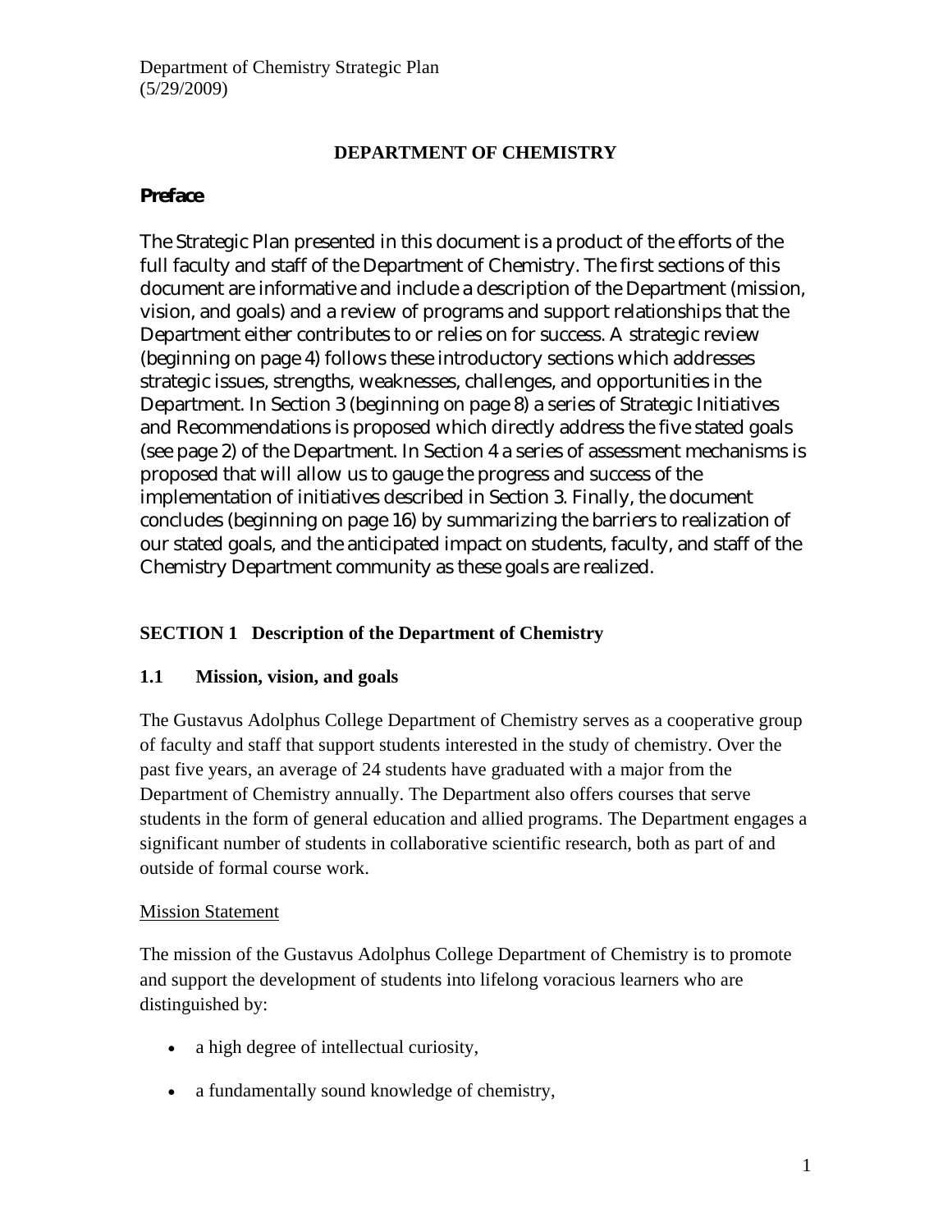Department of Chemistry Strategic Plan
(5/29/2009)

# DEPARTMENT OF CHEMISTRY

## Preface

The Strategic Plan presented in this document is a product of the efforts of the full faculty and staff of the Department of Chemistry. The first sections of this document are informative and include a description of the Department (mission, vision, and goals) and a review of programs and support relationships that the Department either contributes to or relies on for success. A strategic review (beginning on page 4) follows these introductory sections which addresses strategic issues, strengths, weaknesses, challenges, and opportunities in the Department. In Section 3 (beginning on page 8) a series of Strategic Initiatives and Recommendations is proposed which directly address the five stated goals (see page 2) of the Department. In Section 4 a series of assessment mechanisms is proposed that will allow us to gauge the progress and success of the implementation of initiatives described in Section 3. Finally, the document concludes (beginning on page 16) by summarizing the barriers to realization of our stated goals, and the anticipated impact on students, faculty, and staff of the Chemistry Department community as these goals are realized.

## SECTION 1 Description of the Department of Chemistry

### 1.1 Mission, vision, and goals

The Gustavus Adolphus College Department of Chemistry serves as a cooperative group of faculty and staff that support students interested in the study of chemistry. Over the past five years, an average of 24 students have graduated with a major from the Department of Chemistry annually. The Department also offers courses that serve students in the form of general education and allied programs. The Department engages a significant number of students in collaborative scientific research, both as part of and outside of formal course work.

Mission Statement

The mission of the Gustavus Adolphus College Department of Chemistry is to promote and support the development of students into lifelong voracious learners who are distinguished by:

- a high degree of intellectual curiosity,
- a fundamentally sound knowledge of chemistry,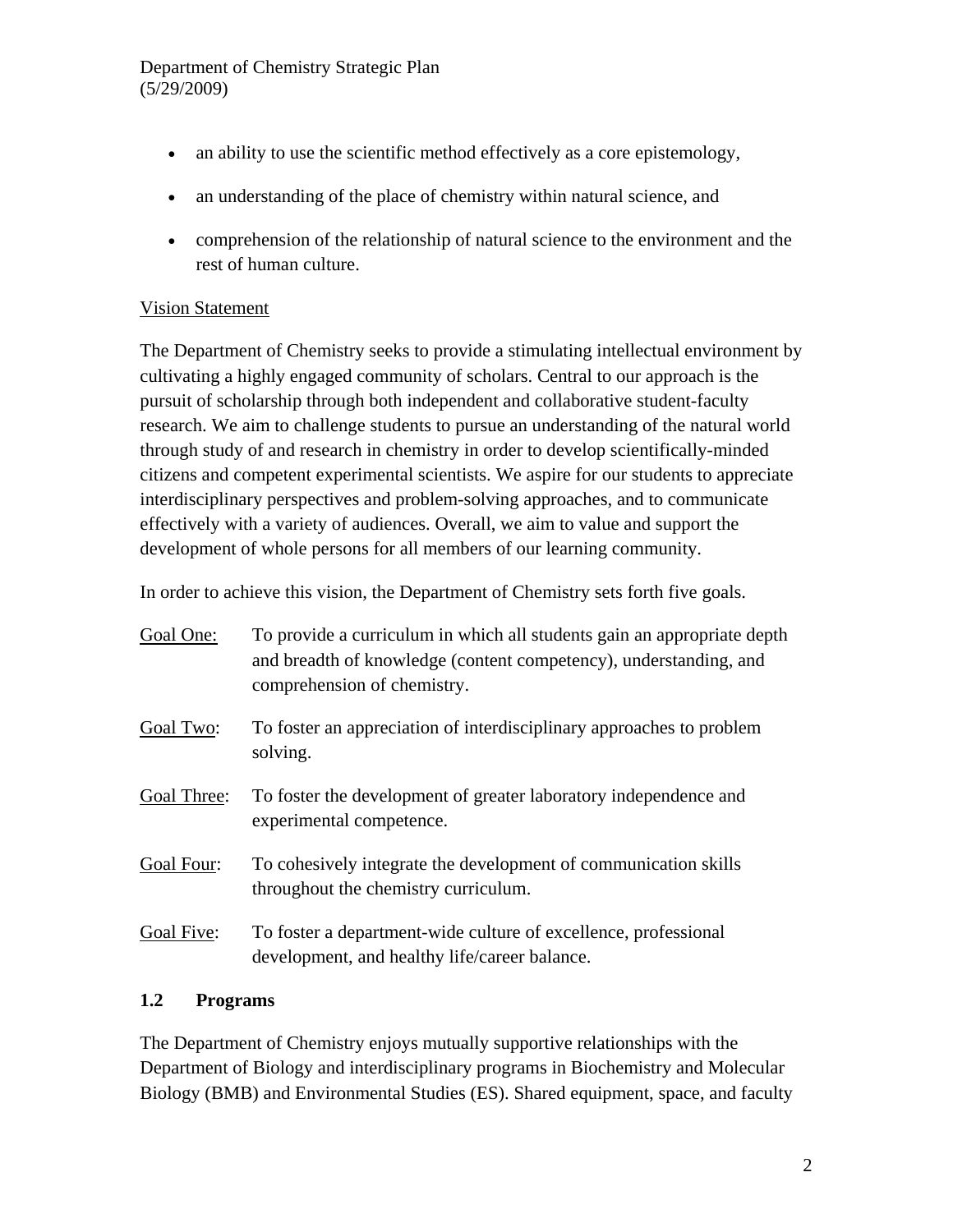- an ability to use the scientific method effectively as a core epistemology,
- an understanding of the place of chemistry within natural science, and
- comprehension of the relationship of natural science to the environment and the rest of human culture.

Vision Statement

The Department of Chemistry seeks to provide a stimulating intellectual environment by cultivating a highly engaged community of scholars. Central to our approach is the pursuit of scholarship through both independent and collaborative student-faculty research. We aim to challenge students to pursue an understanding of the natural world through study of and research in chemistry in order to develop scientifically-minded citizens and competent experimental scientists. We aspire for our students to appreciate interdisciplinary perspectives and problem-solving approaches, and to communicate effectively with a variety of audiences. Overall, we aim to value and support the development of whole persons for all members of our learning community.

In order to achieve this vision, the Department of Chemistry sets forth five goals.

Goal One: To provide a curriculum in which all students gain an appropriate depth and breadth of knowledge (content competency), understanding, and comprehension of chemistry.

Goal Two: To foster an appreciation of interdisciplinary approaches to problem solving.

Goal Three: To foster the development of greater laboratory independence and experimental competence.

Goal Four: To cohesively integrate the development of communication skills throughout the chemistry curriculum.

Goal Five: To foster a department-wide culture of excellence, professional development, and healthy life/career balance.

### 1.2 Programs

The Department of Chemistry enjoys mutually supportive relationships with the Department of Biology and interdisciplinary programs in Biochemistry and Molecular Biology (BMB) and Environmental Studies (ES). Shared equipment, space, and faculty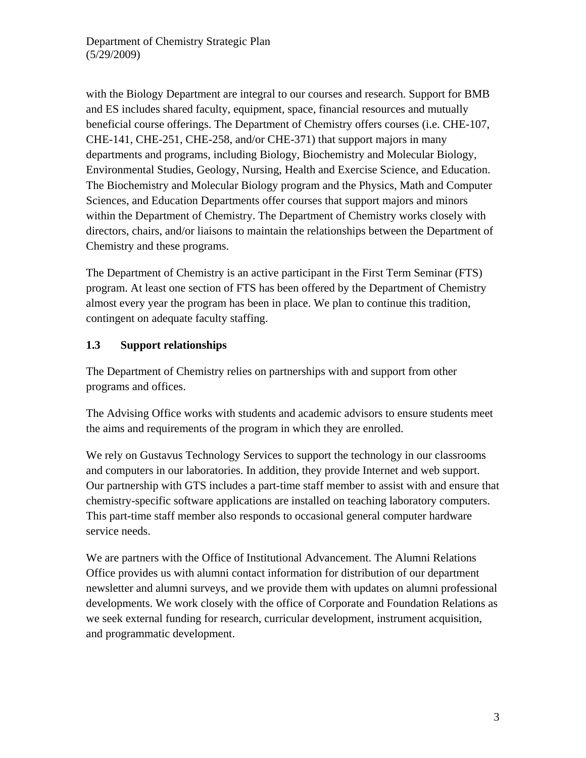with the Biology Department are integral to our courses and research. Support for BMB and ES includes shared faculty, equipment, space, financial resources and mutually beneficial course offerings. The Department of Chemistry offers courses (i.e. CHE-107, CHE-141, CHE-251, CHE-258, and/or CHE-371) that support majors in many departments and programs, including Biology, Biochemistry and Molecular Biology, Environmental Studies, Geology, Nursing, Health and Exercise Science, and Education. The Biochemistry and Molecular Biology program and the Physics, Math and Computer Sciences, and Education Departments offer courses that support majors and minors within the Department of Chemistry. The Department of Chemistry works closely with directors, chairs, and/or liaisons to maintain the relationships between the Department of Chemistry and these programs.

The Department of Chemistry is an active participant in the First Term Seminar (FTS) program. At least one section of FTS has been offered by the Department of Chemistry almost every year the program has been in place. We plan to continue this tradition, contingent on adequate faculty staffing.

### 1.3 Support relationships

The Department of Chemistry relies on partnerships with and support from other programs and offices.

The Advising Office works with students and academic advisors to ensure students meet the aims and requirements of the program in which they are enrolled.

We rely on Gustavus Technology Services to support the technology in our classrooms and computers in our laboratories. In addition, they provide Internet and web support. Our partnership with GTS includes a part-time staff member to assist with and ensure that chemistry-specific software applications are installed on teaching laboratory computers. This part-time staff member also responds to occasional general computer hardware service needs.

We are partners with the Office of Institutional Advancement. The Alumni Relations Office provides us with alumni contact information for distribution of our department newsletter and alumni surveys, and we provide them with updates on alumni professional developments. We work closely with the office of Corporate and Foundation Relations as we seek external funding for research, curricular development, instrument acquisition, and programmatic development.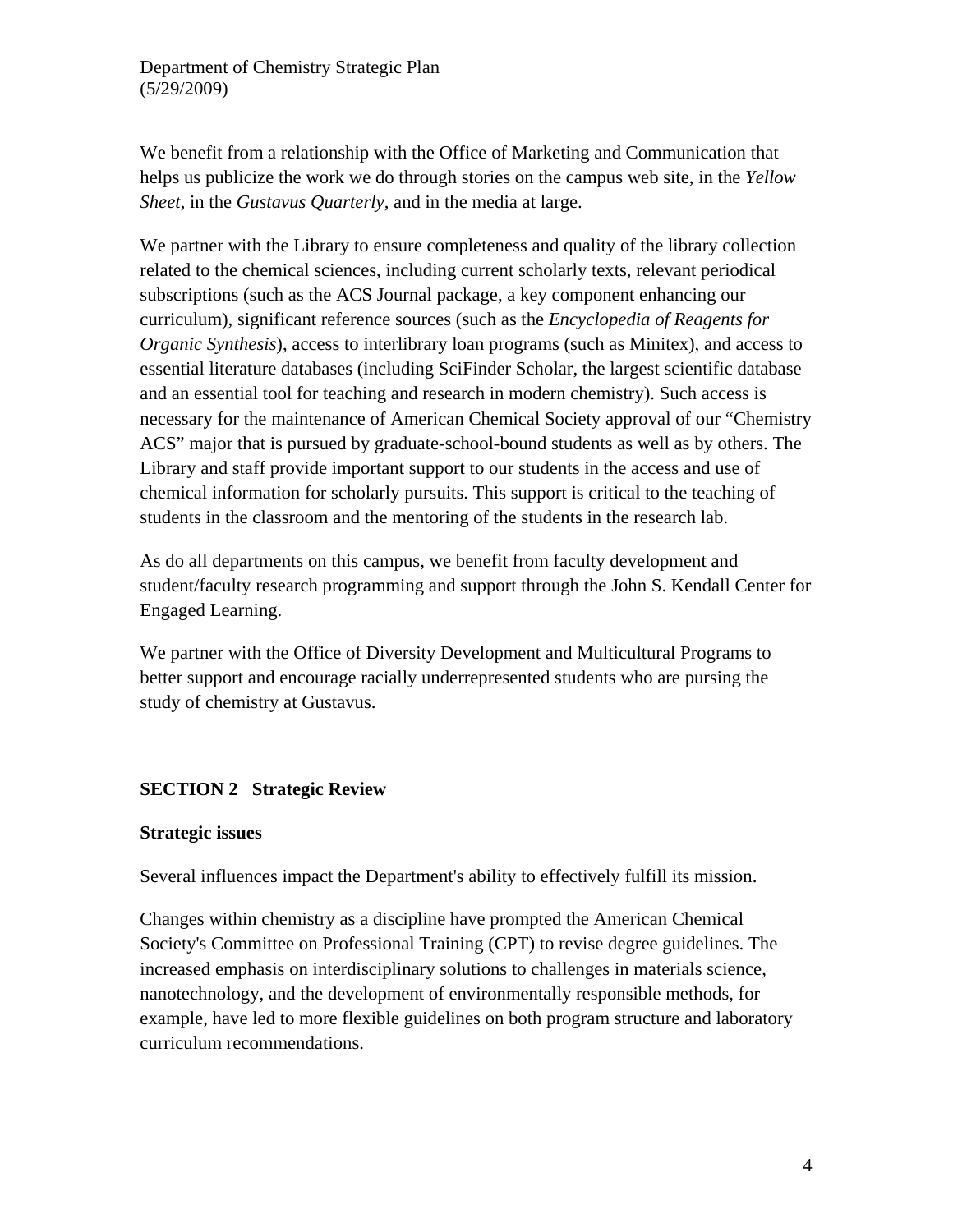We benefit from a relationship with the Office of Marketing and Communication that helps us publicize the work we do through stories on the campus web site, in the *Yellow Sheet*, in the *Gustavus Quarterly*, and in the media at large.

We partner with the Library to ensure completeness and quality of the library collection related to the chemical sciences, including current scholarly texts, relevant periodical subscriptions (such as the ACS Journal package, a key component enhancing our curriculum), significant reference sources (such as the *Encyclopedia of Reagents for Organic Synthesis*), access to interlibrary loan programs (such as Minitex), and access to essential literature databases (including SciFinder Scholar, the largest scientific database and an essential tool for teaching and research in modern chemistry). Such access is necessary for the maintenance of American Chemical Society approval of our "Chemistry ACS" major that is pursued by graduate-school-bound students as well as by others. The Library and staff provide important support to our students in the access and use of chemical information for scholarly pursuits. This support is critical to the teaching of students in the classroom and the mentoring of the students in the research lab.

As do all departments on this campus, we benefit from faculty development and student/faculty research programming and support through the John S. Kendall Center for Engaged Learning.

We partner with the Office of Diversity Development and Multicultural Programs to better support and encourage racially underrepresented students who are pursing the study of chemistry at Gustavus.

## SECTION 2 Strategic Review

### Strategic issues

Several influences impact the Department's ability to effectively fulfill its mission.

Changes within chemistry as a discipline have prompted the American Chemical Society's Committee on Professional Training (CPT) to revise degree guidelines. The increased emphasis on interdisciplinary solutions to challenges in materials science, nanotechnology, and the development of environmentally responsible methods, for example, have led to more flexible guidelines on both program structure and laboratory curriculum recommendations.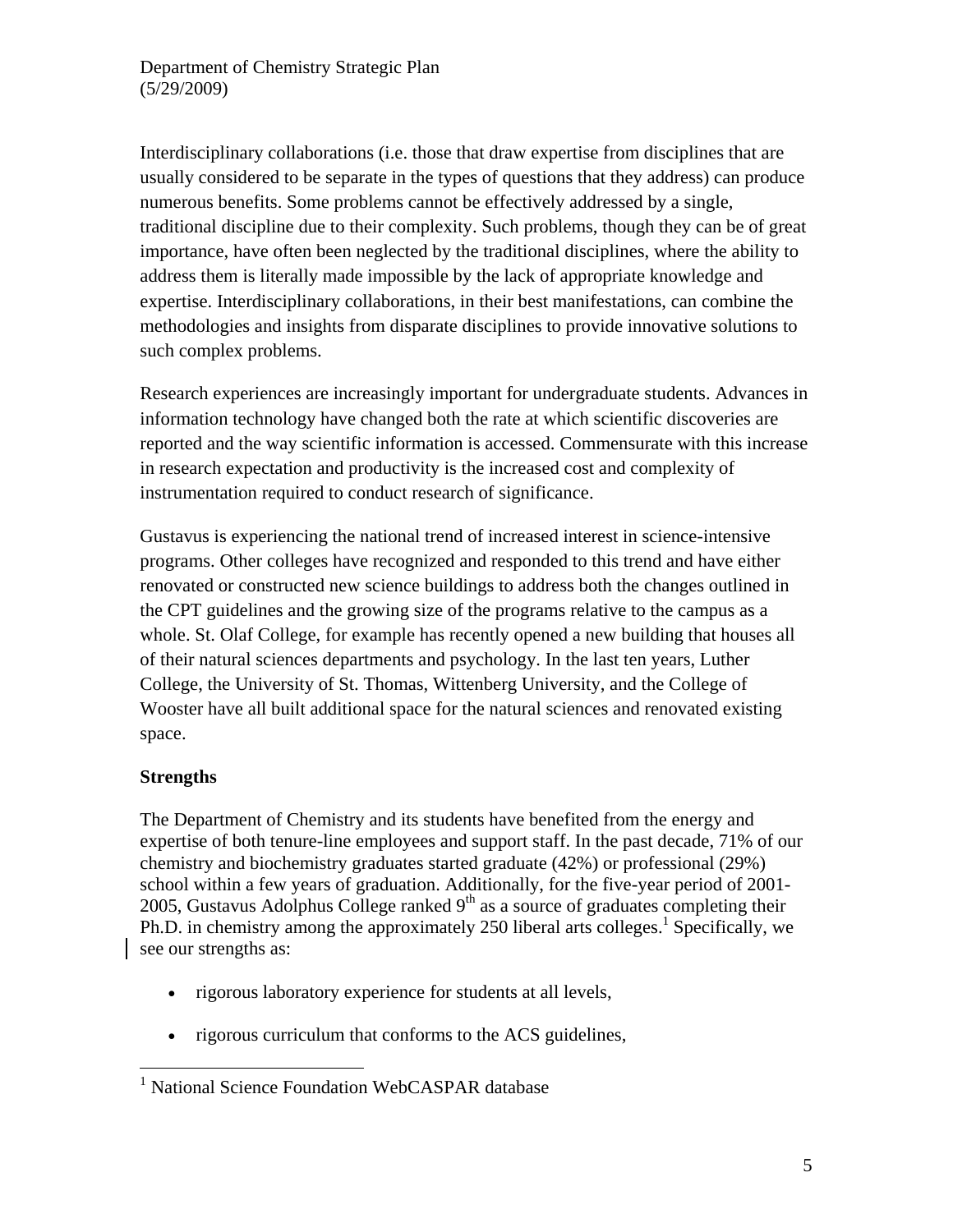Interdisciplinary collaborations (i.e. those that draw expertise from disciplines that are usually considered to be separate in the types of questions that they address) can produce numerous benefits. Some problems cannot be effectively addressed by a single, traditional discipline due to their complexity. Such problems, though they can be of great importance, have often been neglected by the traditional disciplines, where the ability to address them is literally made impossible by the lack of appropriate knowledge and expertise. Interdisciplinary collaborations, in their best manifestations, can combine the methodologies and insights from disparate disciplines to provide innovative solutions to such complex problems.

Research experiences are increasingly important for undergraduate students. Advances in information technology have changed both the rate at which scientific discoveries are reported and the way scientific information is accessed. Commensurate with this increase in research expectation and productivity is the increased cost and complexity of instrumentation required to conduct research of significance.

Gustavus is experiencing the national trend of increased interest in science-intensive programs. Other colleges have recognized and responded to this trend and have either renovated or constructed new science buildings to address both the changes outlined in the CPT guidelines and the growing size of the programs relative to the campus as a whole. St. Olaf College, for example has recently opened a new building that houses all of their natural sciences departments and psychology. In the last ten years, Luther College, the University of St. Thomas, Wittenberg University, and the College of Wooster have all built additional space for the natural sciences and renovated existing space.

**Strengths**

The Department of Chemistry and its students have benefited from the energy and expertise of both tenure-line employees and support staff. In the past decade, 71% of our chemistry and biochemistry graduates started graduate (42%) or professional (29%) school within a few years of graduation. Additionally, for the five-year period of 2001-2005, Gustavus Adolphus College ranked 9th as a source of graduates completing their Ph.D. in chemistry among the approximately 250 liberal arts colleges.[1] Specifically, we see our strengths as:

- rigorous laboratory experience for students at all levels,
- rigorous curriculum that conforms to the ACS guidelines,

[1] National Science Foundation WebCASPAR database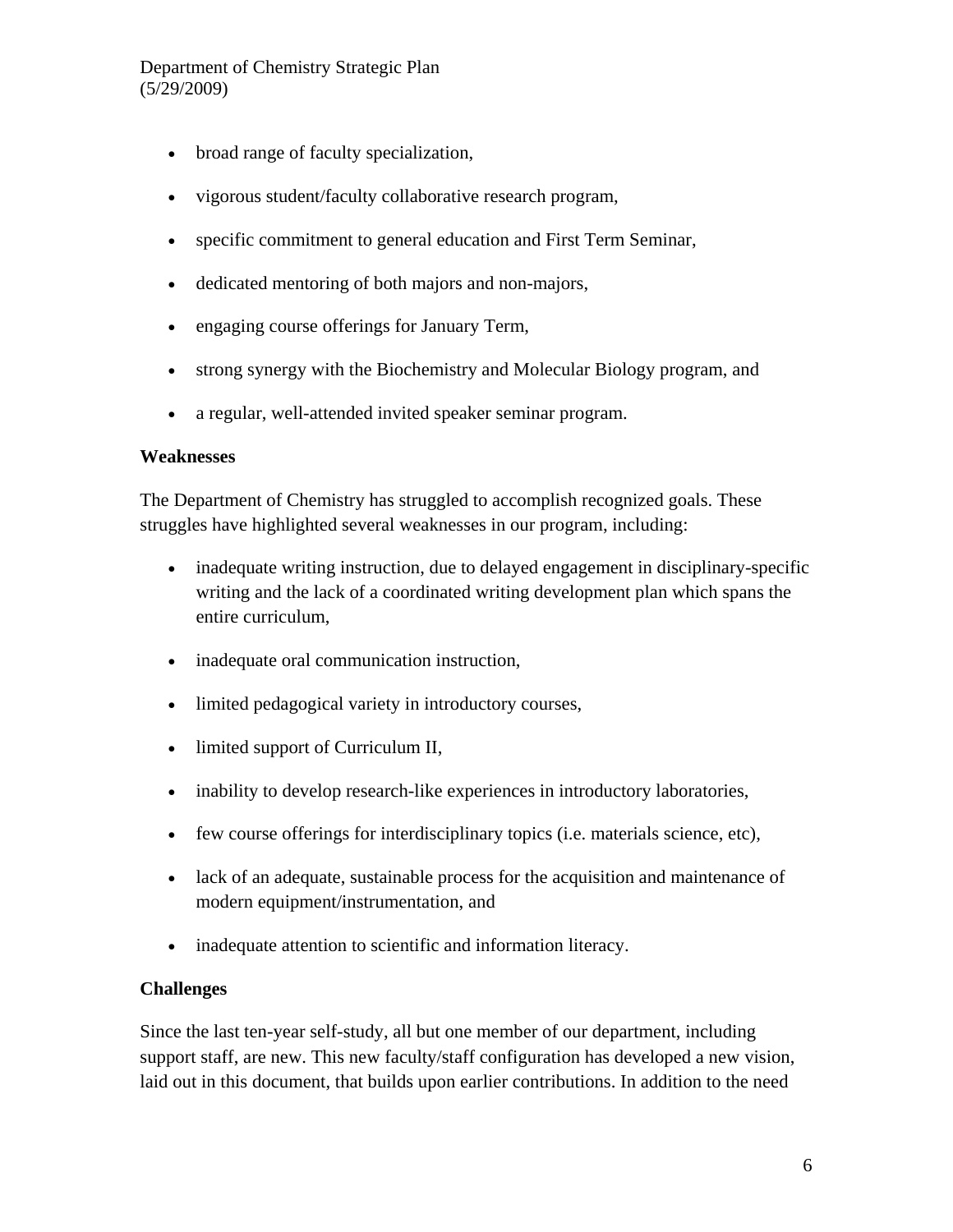- broad range of faculty specialization,
- vigorous student/faculty collaborative research program,
- specific commitment to general education and First Term Seminar,
- dedicated mentoring of both majors and non-majors,
- engaging course offerings for January Term,
- strong synergy with the Biochemistry and Molecular Biology program, and
- a regular, well-attended invited speaker seminar program.

**Weaknesses**

The Department of Chemistry has struggled to accomplish recognized goals. These struggles have highlighted several weaknesses in our program, including:

- inadequate writing instruction, due to delayed engagement in disciplinary-specific writing and the lack of a coordinated writing development plan which spans the entire curriculum,
- inadequate oral communication instruction,
- limited pedagogical variety in introductory courses,
- limited support of Curriculum II,
- inability to develop research-like experiences in introductory laboratories,
- few course offerings for interdisciplinary topics (i.e. materials science, etc),
- lack of an adequate, sustainable process for the acquisition and maintenance of modern equipment/instrumentation, and
- inadequate attention to scientific and information literacy.

**Challenges**

Since the last ten-year self-study, all but one member of our department, including support staff, are new. This new faculty/staff configuration has developed a new vision, laid out in this document, that builds upon earlier contributions. In addition to the need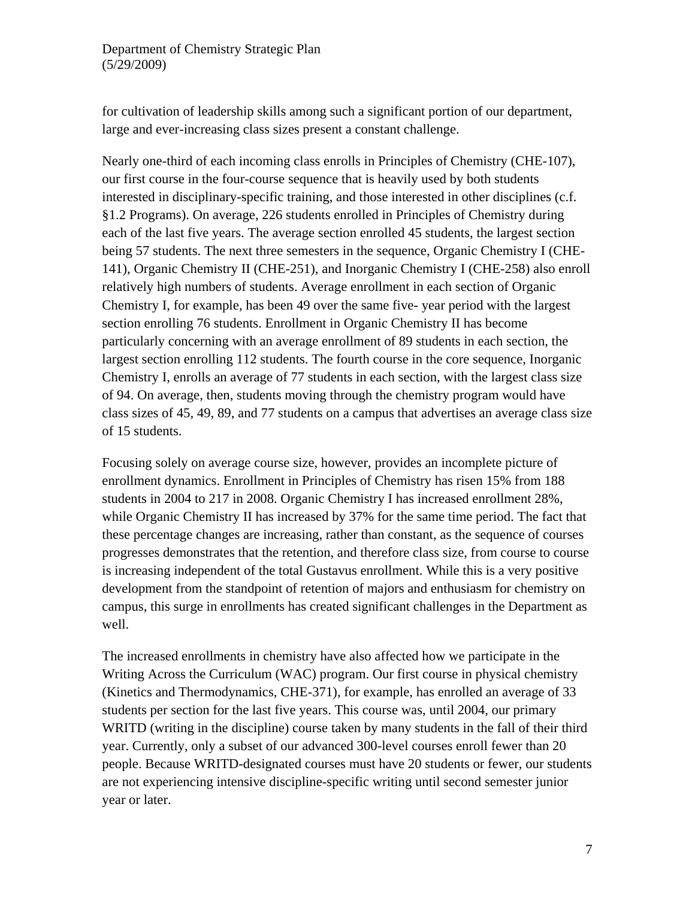for cultivation of leadership skills among such a significant portion of our department, large and ever-increasing class sizes present a constant challenge.

Nearly one-third of each incoming class enrolls in Principles of Chemistry (CHE-107), our first course in the four-course sequence that is heavily used by both students interested in disciplinary-specific training, and those interested in other disciplines (c.f. §1.2 Programs). On average, 226 students enrolled in Principles of Chemistry during each of the last five years. The average section enrolled 45 students, the largest section being 57 students. The next three semesters in the sequence, Organic Chemistry I (CHE-141), Organic Chemistry II (CHE-251), and Inorganic Chemistry I (CHE-258) also enroll relatively high numbers of students. Average enrollment in each section of Organic Chemistry I, for example, has been 49 over the same five- year period with the largest section enrolling 76 students. Enrollment in Organic Chemistry II has become particularly concerning with an average enrollment of 89 students in each section, the largest section enrolling 112 students. The fourth course in the core sequence, Inorganic Chemistry I, enrolls an average of 77 students in each section, with the largest class size of 94. On average, then, students moving through the chemistry program would have class sizes of 45, 49, 89, and 77 students on a campus that advertises an average class size of 15 students.

Focusing solely on average course size, however, provides an incomplete picture of enrollment dynamics. Enrollment in Principles of Chemistry has risen 15% from 188 students in 2004 to 217 in 2008. Organic Chemistry I has increased enrollment 28%, while Organic Chemistry II has increased by 37% for the same time period. The fact that these percentage changes are increasing, rather than constant, as the sequence of courses progresses demonstrates that the retention, and therefore class size, from course to course is increasing independent of the total Gustavus enrollment. While this is a very positive development from the standpoint of retention of majors and enthusiasm for chemistry on campus, this surge in enrollments has created significant challenges in the Department as well.

The increased enrollments in chemistry have also affected how we participate in the Writing Across the Curriculum (WAC) program. Our first course in physical chemistry (Kinetics and Thermodynamics, CHE-371), for example, has enrolled an average of 33 students per section for the last five years. This course was, until 2004, our primary WRITD (writing in the discipline) course taken by many students in the fall of their third year. Currently, only a subset of our advanced 300-level courses enroll fewer than 20 people. Because WRITD-designated courses must have 20 students or fewer, our students are not experiencing intensive discipline-specific writing until second semester junior year or later.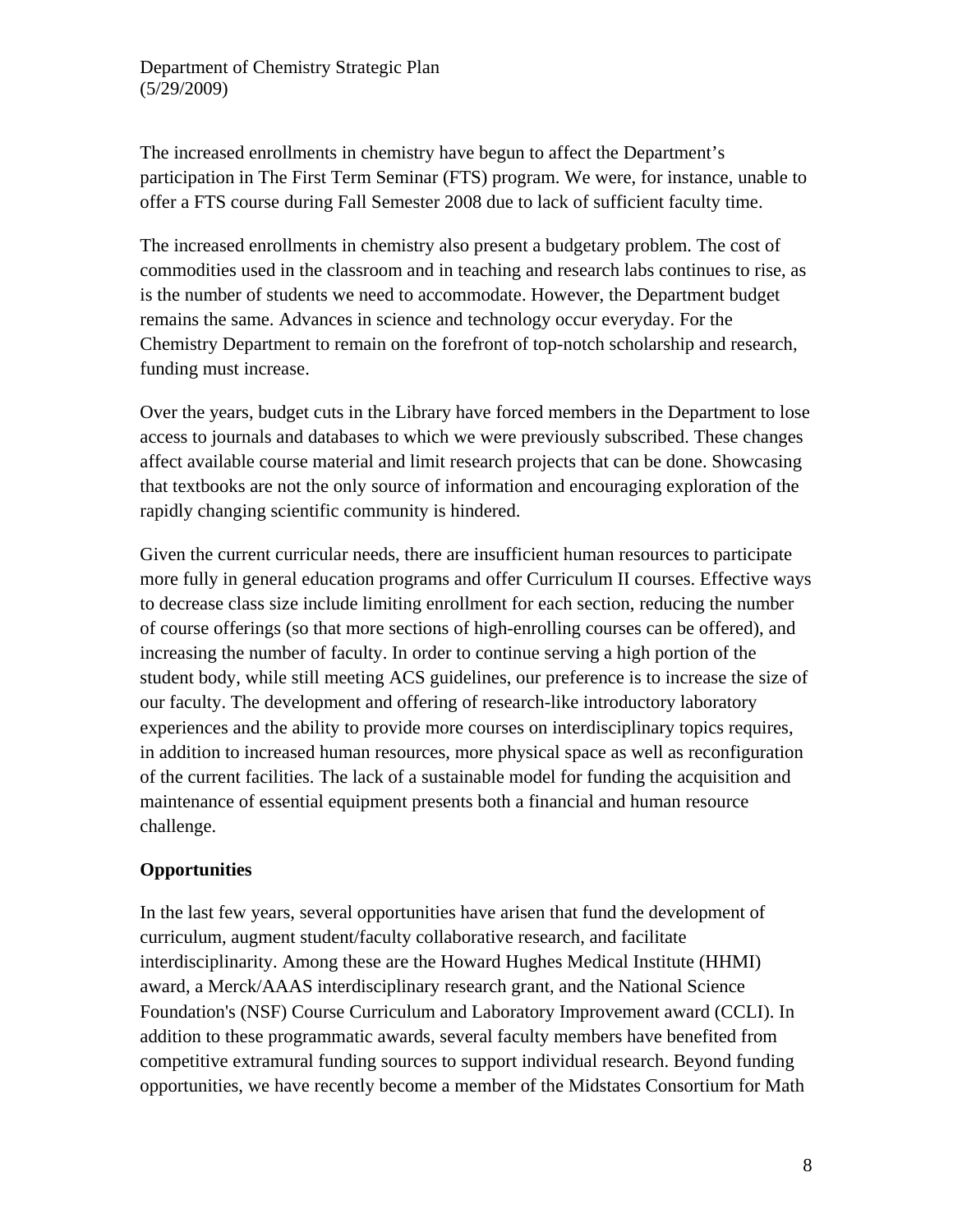The increased enrollments in chemistry have begun to affect the Department's participation in The First Term Seminar (FTS) program. We were, for instance, unable to offer a FTS course during Fall Semester 2008 due to lack of sufficient faculty time.

The increased enrollments in chemistry also present a budgetary problem. The cost of commodities used in the classroom and in teaching and research labs continues to rise, as is the number of students we need to accommodate. However, the Department budget remains the same. Advances in science and technology occur everyday. For the Chemistry Department to remain on the forefront of top-notch scholarship and research, funding must increase.

Over the years, budget cuts in the Library have forced members in the Department to lose access to journals and databases to which we were previously subscribed. These changes affect available course material and limit research projects that can be done. Showcasing that textbooks are not the only source of information and encouraging exploration of the rapidly changing scientific community is hindered.

Given the current curricular needs, there are insufficient human resources to participate more fully in general education programs and offer Curriculum II courses. Effective ways to decrease class size include limiting enrollment for each section, reducing the number of course offerings (so that more sections of high-enrolling courses can be offered), and increasing the number of faculty. In order to continue serving a high portion of the student body, while still meeting ACS guidelines, our preference is to increase the size of our faculty. The development and offering of research-like introductory laboratory experiences and the ability to provide more courses on interdisciplinary topics requires, in addition to increased human resources, more physical space as well as reconfiguration of the current facilities. The lack of a sustainable model for funding the acquisition and maintenance of essential equipment presents both a financial and human resource challenge.

**Opportunities**

In the last few years, several opportunities have arisen that fund the development of curriculum, augment student/faculty collaborative research, and facilitate interdisciplinarity. Among these are the Howard Hughes Medical Institute (HHMI) award, a Merck/AAAS interdisciplinary research grant, and the National Science Foundation's (NSF) Course Curriculum and Laboratory Improvement award (CCLI). In addition to these programmatic awards, several faculty members have benefited from competitive extramural funding sources to support individual research. Beyond funding opportunities, we have recently become a member of the Midstates Consortium for Math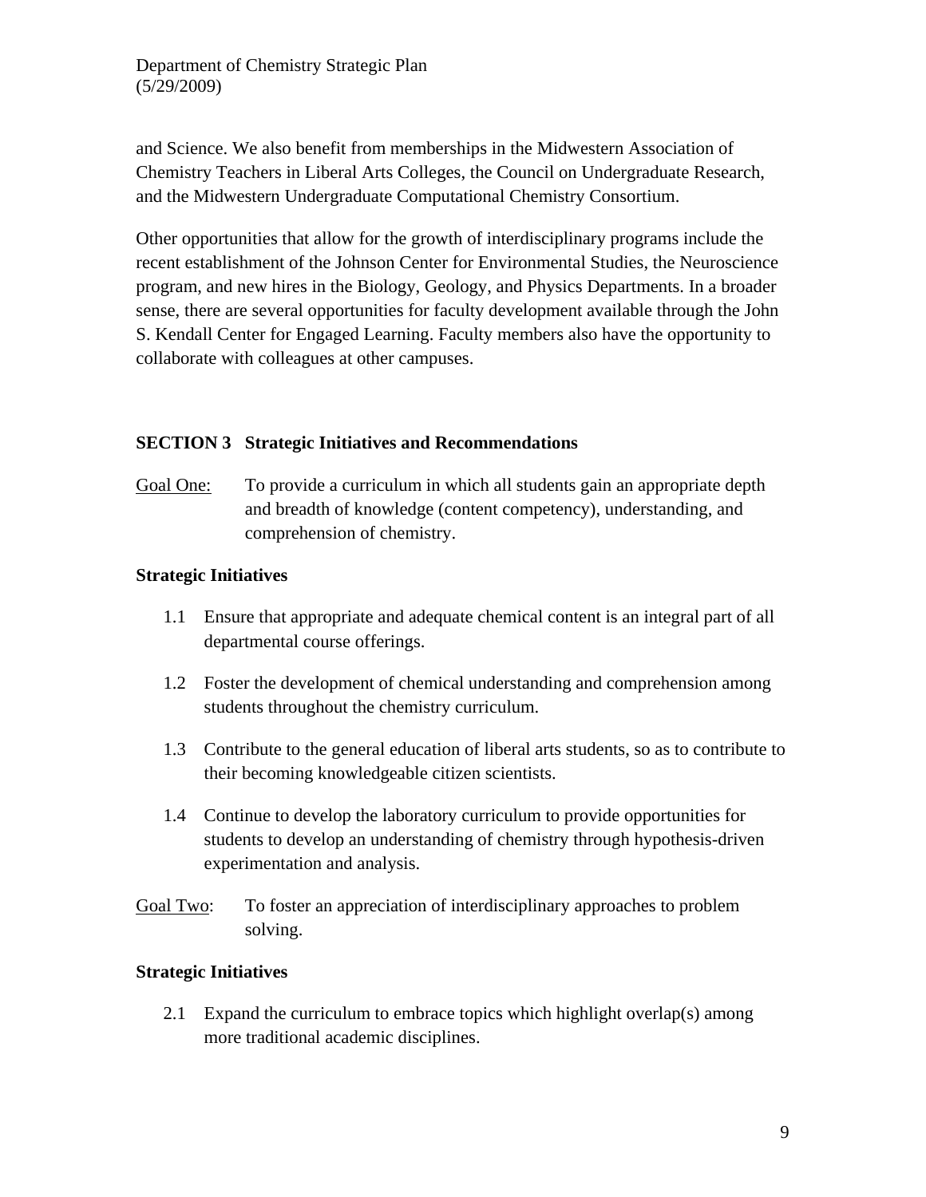and Science. We also benefit from memberships in the Midwestern Association of Chemistry Teachers in Liberal Arts Colleges, the Council on Undergraduate Research, and the Midwestern Undergraduate Computational Chemistry Consortium.

Other opportunities that allow for the growth of interdisciplinary programs include the recent establishment of the Johnson Center for Environmental Studies, the Neuroscience program, and new hires in the Biology, Geology, and Physics Departments. In a broader sense, there are several opportunities for faculty development available through the John S. Kendall Center for Engaged Learning. Faculty members also have the opportunity to collaborate with colleagues at other campuses.

## SECTION 3 Strategic Initiatives and Recommendations

<u>Goal One:</u> To provide a curriculum in which all students gain an appropriate depth and breadth of knowledge (content competency), understanding, and comprehension of chemistry.

### Strategic Initiatives

1.1 Ensure that appropriate and adequate chemical content is an integral part of all departmental course offerings.

1.2 Foster the development of chemical understanding and comprehension among students throughout the chemistry curriculum.

1.3 Contribute to the general education of liberal arts students, so as to contribute to their becoming knowledgeable citizen scientists.

1.4 Continue to develop the laboratory curriculum to provide opportunities for students to develop an understanding of chemistry through hypothesis-driven experimentation and analysis.

<u>Goal Two</u>: To foster an appreciation of interdisciplinary approaches to problem solving.

### Strategic Initiatives

2.1 Expand the curriculum to embrace topics which highlight overlap(s) among more traditional academic disciplines.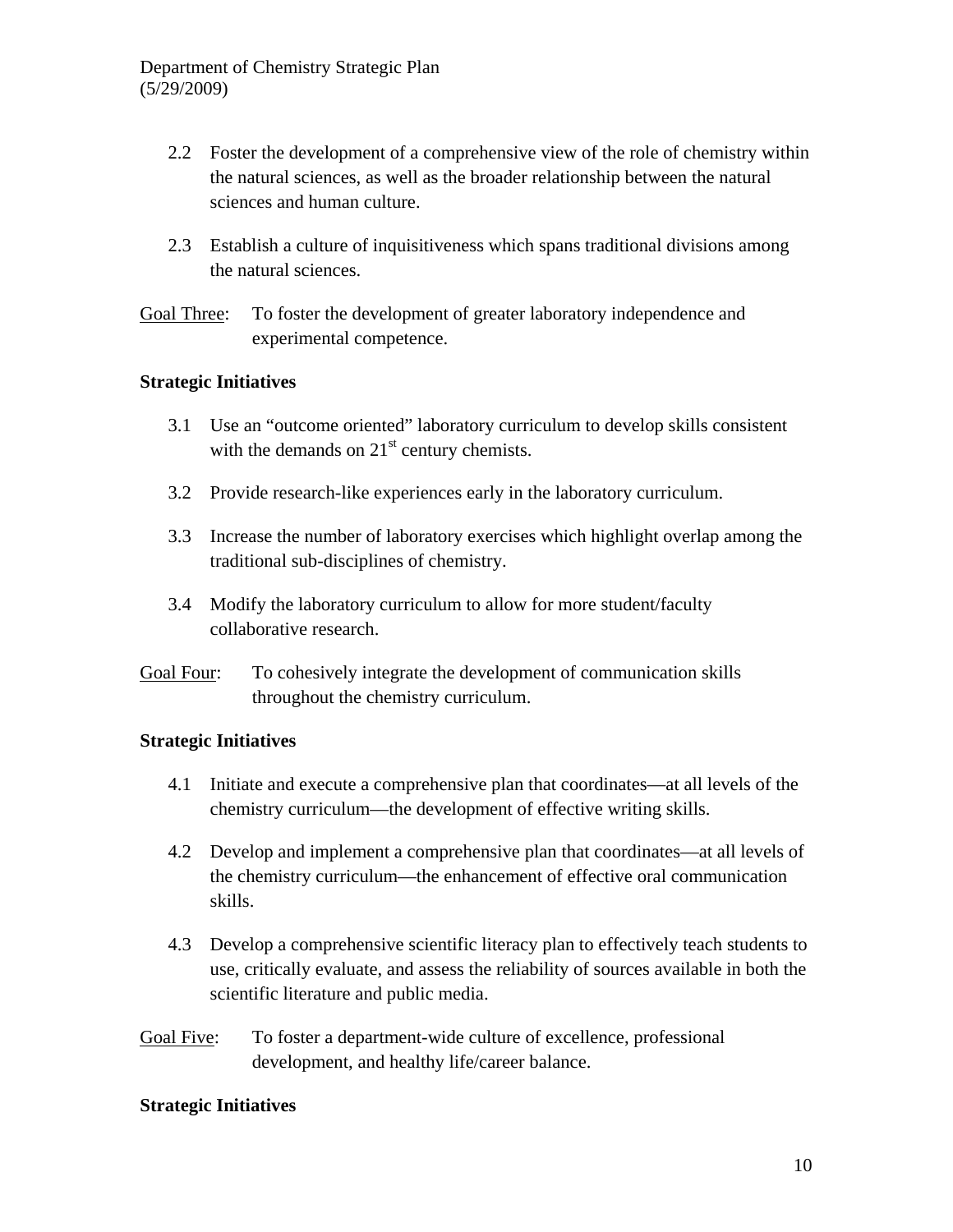2.2 Foster the development of a comprehensive view of the role of chemistry within the natural sciences, as well as the broader relationship between the natural sciences and human culture.

2.3 Establish a culture of inquisitiveness which spans traditional divisions among the natural sciences.

<u>Goal Three</u>: To foster the development of greater laboratory independence and experimental competence.

**Strategic Initiatives**

3.1 Use an "outcome oriented" laboratory curriculum to develop skills consistent with the demands on 21st century chemists.

3.2 Provide research-like experiences early in the laboratory curriculum.

3.3 Increase the number of laboratory exercises which highlight overlap among the traditional sub-disciplines of chemistry.

3.4 Modify the laboratory curriculum to allow for more student/faculty collaborative research.

<u>Goal Four</u>: To cohesively integrate the development of communication skills throughout the chemistry curriculum.

**Strategic Initiatives**

4.1 Initiate and execute a comprehensive plan that coordinates—at all levels of the chemistry curriculum—the development of effective writing skills.

4.2 Develop and implement a comprehensive plan that coordinates—at all levels of the chemistry curriculum—the enhancement of effective oral communication skills.

4.3 Develop a comprehensive scientific literacy plan to effectively teach students to use, critically evaluate, and assess the reliability of sources available in both the scientific literature and public media.

<u>Goal Five</u>: To foster a department-wide culture of excellence, professional development, and healthy life/career balance.

**Strategic Initiatives**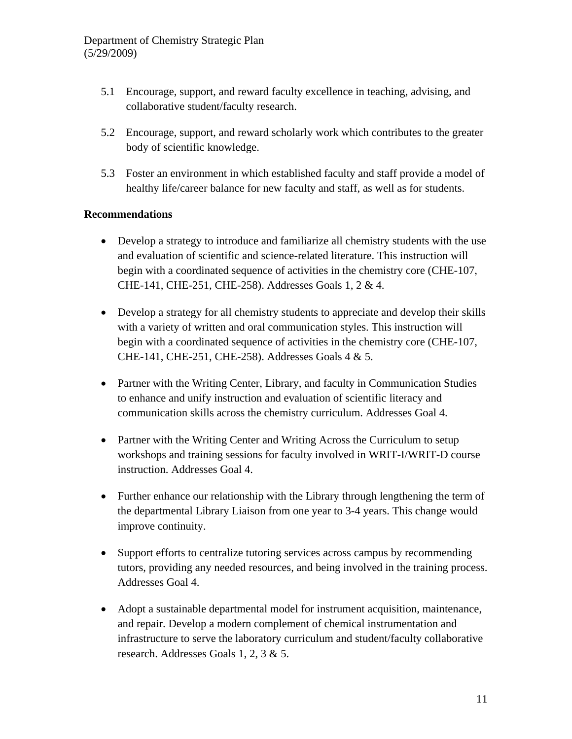5.1 Encourage, support, and reward faculty excellence in teaching, advising, and collaborative student/faculty research.

5.2 Encourage, support, and reward scholarly work which contributes to the greater body of scientific knowledge.

5.3 Foster an environment in which established faculty and staff provide a model of healthy life/career balance for new faculty and staff, as well as for students.

**Recommendations**

- Develop a strategy to introduce and familiarize all chemistry students with the use and evaluation of scientific and science-related literature. This instruction will begin with a coordinated sequence of activities in the chemistry core (CHE-107, CHE-141, CHE-251, CHE-258). Addresses Goals 1, 2 & 4.

- Develop a strategy for all chemistry students to appreciate and develop their skills with a variety of written and oral communication styles. This instruction will begin with a coordinated sequence of activities in the chemistry core (CHE-107, CHE-141, CHE-251, CHE-258). Addresses Goals 4 & 5.

- Partner with the Writing Center, Library, and faculty in Communication Studies to enhance and unify instruction and evaluation of scientific literacy and communication skills across the chemistry curriculum. Addresses Goal 4.

- Partner with the Writing Center and Writing Across the Curriculum to setup workshops and training sessions for faculty involved in WRIT-I/WRIT-D course instruction. Addresses Goal 4.

- Further enhance our relationship with the Library through lengthening the term of the departmental Library Liaison from one year to 3-4 years. This change would improve continuity.

- Support efforts to centralize tutoring services across campus by recommending tutors, providing any needed resources, and being involved in the training process. Addresses Goal 4.

- Adopt a sustainable departmental model for instrument acquisition, maintenance, and repair. Develop a modern complement of chemical instrumentation and infrastructure to serve the laboratory curriculum and student/faculty collaborative research. Addresses Goals 1, 2, 3 & 5.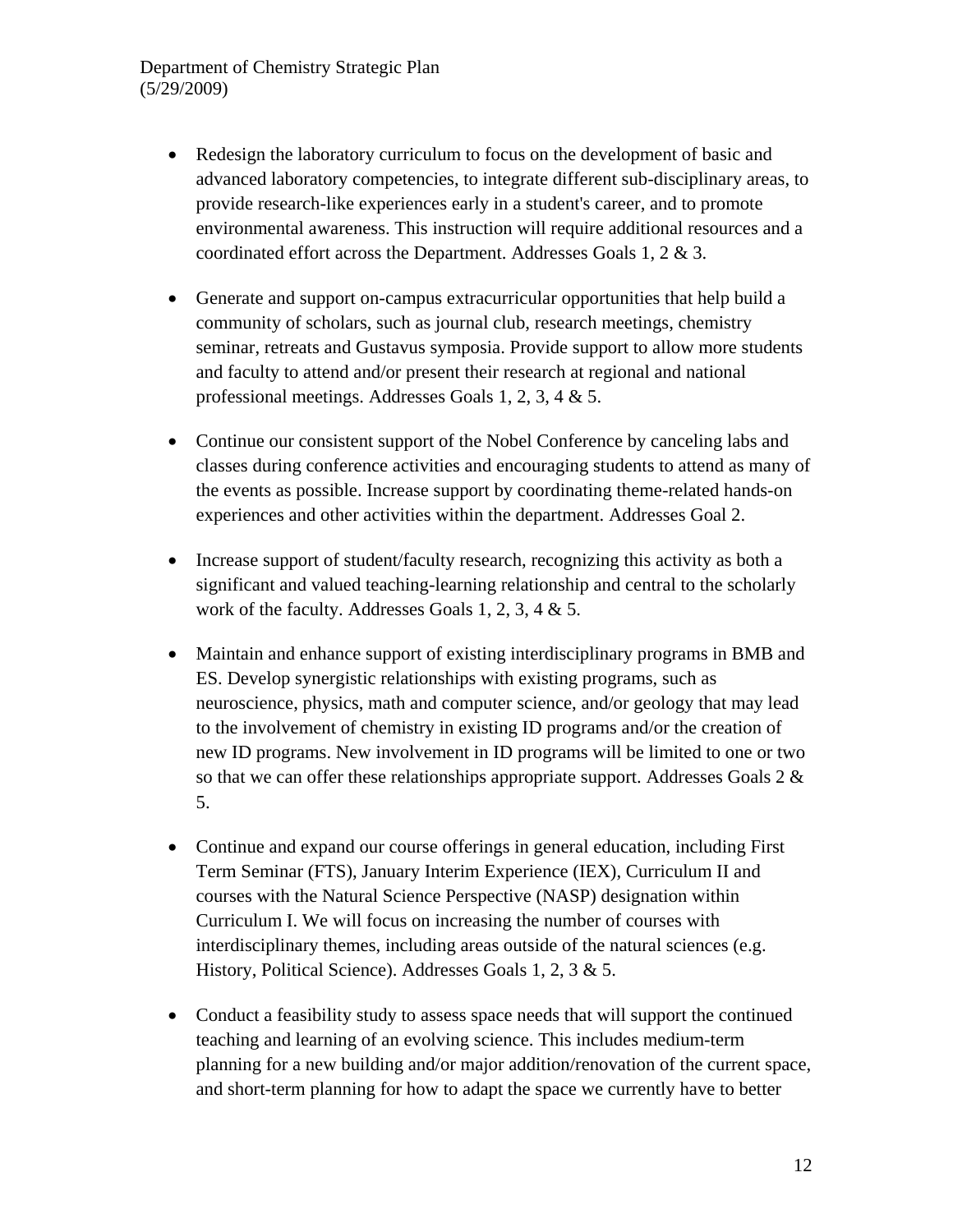- Redesign the laboratory curriculum to focus on the development of basic and advanced laboratory competencies, to integrate different sub-disciplinary areas, to provide research-like experiences early in a student's career, and to promote environmental awareness. This instruction will require additional resources and a coordinated effort across the Department. Addresses Goals 1, 2 & 3.

- Generate and support on-campus extracurricular opportunities that help build a community of scholars, such as journal club, research meetings, chemistry seminar, retreats and Gustavus symposia. Provide support to allow more students and faculty to attend and/or present their research at regional and national professional meetings. Addresses Goals 1, 2, 3, 4 & 5.

- Continue our consistent support of the Nobel Conference by canceling labs and classes during conference activities and encouraging students to attend as many of the events as possible. Increase support by coordinating theme-related hands-on experiences and other activities within the department. Addresses Goal 2.

- Increase support of student/faculty research, recognizing this activity as both a significant and valued teaching-learning relationship and central to the scholarly work of the faculty. Addresses Goals 1, 2, 3, 4 & 5.

- Maintain and enhance support of existing interdisciplinary programs in BMB and ES. Develop synergistic relationships with existing programs, such as neuroscience, physics, math and computer science, and/or geology that may lead to the involvement of chemistry in existing ID programs and/or the creation of new ID programs. New involvement in ID programs will be limited to one or two so that we can offer these relationships appropriate support. Addresses Goals 2 & 5.

- Continue and expand our course offerings in general education, including First Term Seminar (FTS), January Interim Experience (IEX), Curriculum II and courses with the Natural Science Perspective (NASP) designation within Curriculum I. We will focus on increasing the number of courses with interdisciplinary themes, including areas outside of the natural sciences (e.g. History, Political Science). Addresses Goals 1, 2, 3 & 5.

- Conduct a feasibility study to assess space needs that will support the continued teaching and learning of an evolving science. This includes medium-term planning for a new building and/or major addition/renovation of the current space, and short-term planning for how to adapt the space we currently have to better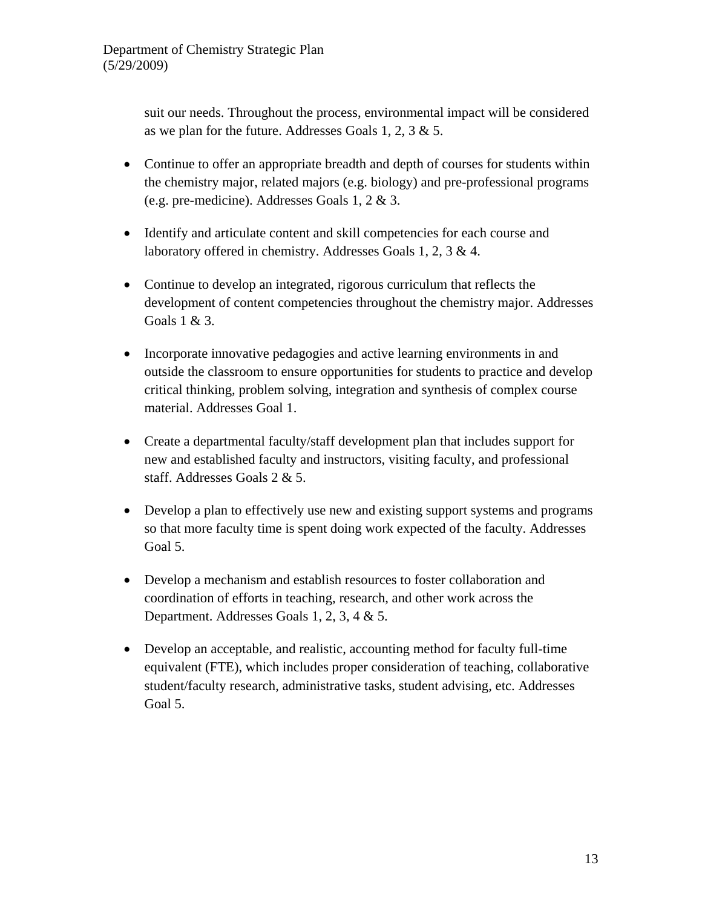suit our needs. Throughout the process, environmental impact will be considered as we plan for the future. Addresses Goals 1, 2, 3 & 5.

- Continue to offer an appropriate breadth and depth of courses for students within the chemistry major, related majors (e.g. biology) and pre-professional programs (e.g. pre-medicine). Addresses Goals 1, 2 & 3.
- Identify and articulate content and skill competencies for each course and laboratory offered in chemistry. Addresses Goals 1, 2, 3 & 4.
- Continue to develop an integrated, rigorous curriculum that reflects the development of content competencies throughout the chemistry major. Addresses Goals 1 & 3.
- Incorporate innovative pedagogies and active learning environments in and outside the classroom to ensure opportunities for students to practice and develop critical thinking, problem solving, integration and synthesis of complex course material. Addresses Goal 1.
- Create a departmental faculty/staff development plan that includes support for new and established faculty and instructors, visiting faculty, and professional staff. Addresses Goals 2 & 5.
- Develop a plan to effectively use new and existing support systems and programs so that more faculty time is spent doing work expected of the faculty. Addresses Goal 5.
- Develop a mechanism and establish resources to foster collaboration and coordination of efforts in teaching, research, and other work across the Department. Addresses Goals 1, 2, 3, 4 & 5.
- Develop an acceptable, and realistic, accounting method for faculty full-time equivalent (FTE), which includes proper consideration of teaching, collaborative student/faculty research, administrative tasks, student advising, etc. Addresses Goal 5.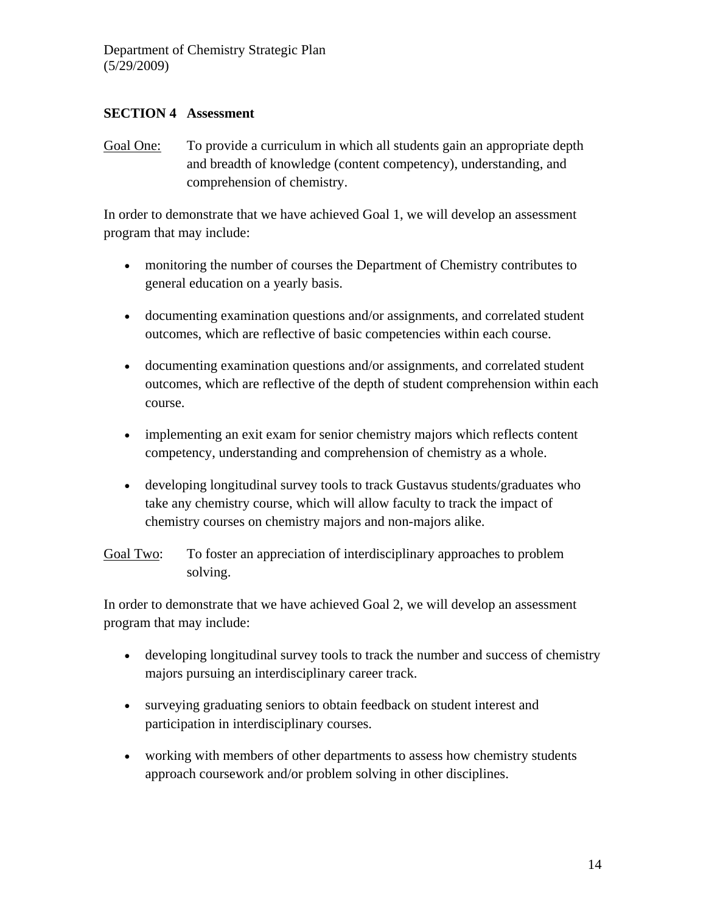## SECTION 4 Assessment

Goal One: To provide a curriculum in which all students gain an appropriate depth and breadth of knowledge (content competency), understanding, and comprehension of chemistry.

In order to demonstrate that we have achieved Goal 1, we will develop an assessment program that may include:

- monitoring the number of courses the Department of Chemistry contributes to general education on a yearly basis.
- documenting examination questions and/or assignments, and correlated student outcomes, which are reflective of basic competencies within each course.
- documenting examination questions and/or assignments, and correlated student outcomes, which are reflective of the depth of student comprehension within each course.
- implementing an exit exam for senior chemistry majors which reflects content competency, understanding and comprehension of chemistry as a whole.
- developing longitudinal survey tools to track Gustavus students/graduates who take any chemistry course, which will allow faculty to track the impact of chemistry courses on chemistry majors and non-majors alike.

Goal Two: To foster an appreciation of interdisciplinary approaches to problem solving.

In order to demonstrate that we have achieved Goal 2, we will develop an assessment program that may include:

- developing longitudinal survey tools to track the number and success of chemistry majors pursuing an interdisciplinary career track.
- surveying graduating seniors to obtain feedback on student interest and participation in interdisciplinary courses.
- working with members of other departments to assess how chemistry students approach coursework and/or problem solving in other disciplines.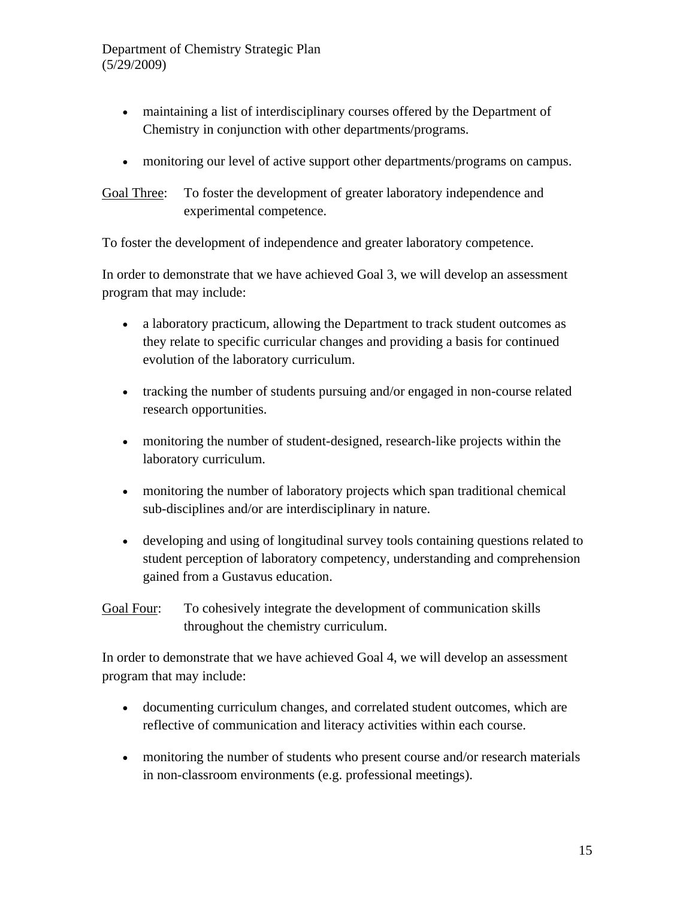- maintaining a list of interdisciplinary courses offered by the Department of Chemistry in conjunction with other departments/programs.

- monitoring our level of active support other departments/programs on campus.

Goal Three: To foster the development of greater laboratory independence and experimental competence.

To foster the development of independence and greater laboratory competence.

In order to demonstrate that we have achieved Goal 3, we will develop an assessment program that may include:

- a laboratory practicum, allowing the Department to track student outcomes as they relate to specific curricular changes and providing a basis for continued evolution of the laboratory curriculum.

- tracking the number of students pursuing and/or engaged in non-course related research opportunities.

- monitoring the number of student-designed, research-like projects within the laboratory curriculum.

- monitoring the number of laboratory projects which span traditional chemical sub-disciplines and/or are interdisciplinary in nature.

- developing and using of longitudinal survey tools containing questions related to student perception of laboratory competency, understanding and comprehension gained from a Gustavus education.

Goal Four: To cohesively integrate the development of communication skills throughout the chemistry curriculum.

In order to demonstrate that we have achieved Goal 4, we will develop an assessment program that may include:

- documenting curriculum changes, and correlated student outcomes, which are reflective of communication and literacy activities within each course.

- monitoring the number of students who present course and/or research materials in non-classroom environments (e.g. professional meetings).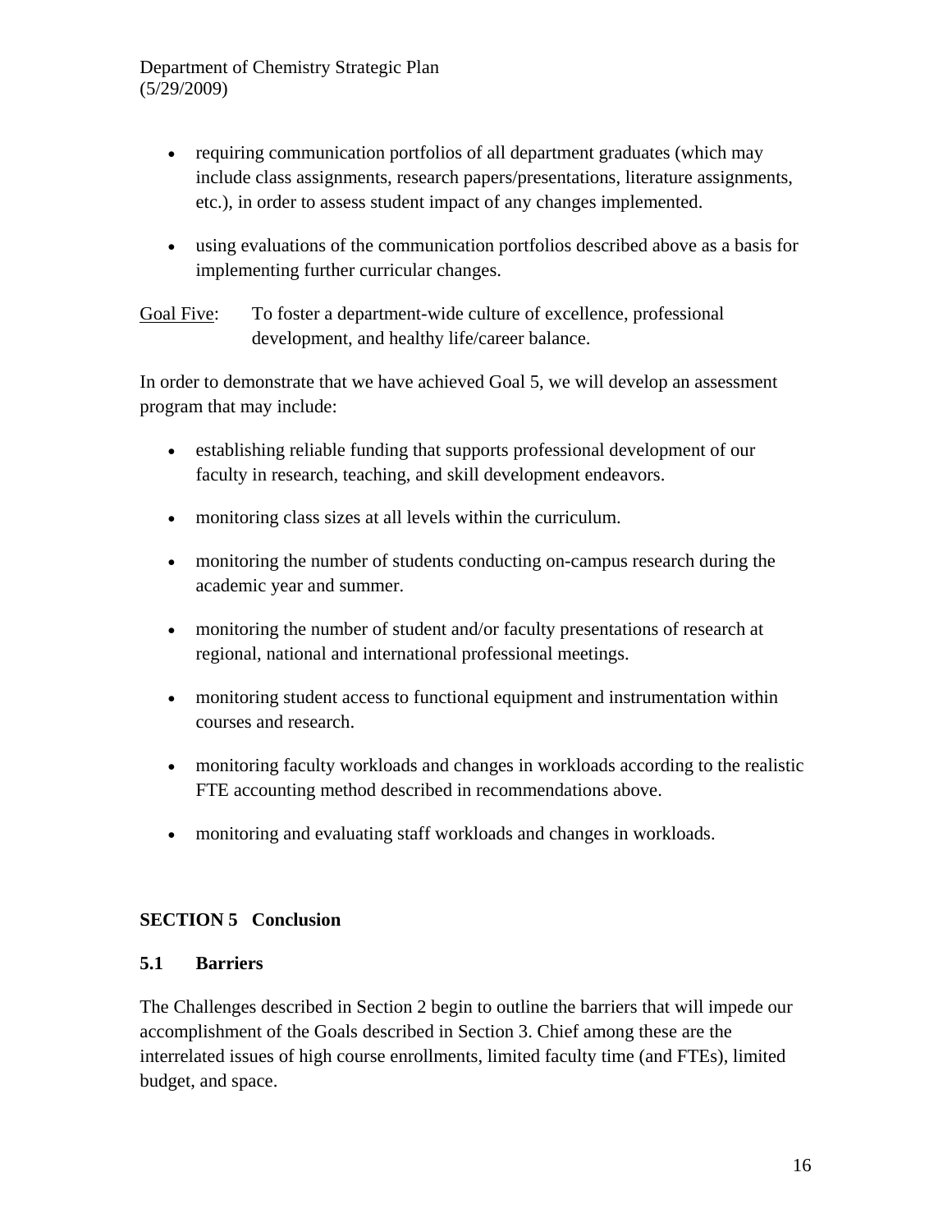- requiring communication portfolios of all department graduates (which may include class assignments, research papers/presentations, literature assignments, etc.), in order to assess student impact of any changes implemented.
- using evaluations of the communication portfolios described above as a basis for implementing further curricular changes.

Goal Five: To foster a department-wide culture of excellence, professional development, and healthy life/career balance.

In order to demonstrate that we have achieved Goal 5, we will develop an assessment program that may include:

- establishing reliable funding that supports professional development of our faculty in research, teaching, and skill development endeavors.
- monitoring class sizes at all levels within the curriculum.
- monitoring the number of students conducting on-campus research during the academic year and summer.
- monitoring the number of student and/or faculty presentations of research at regional, national and international professional meetings.
- monitoring student access to functional equipment and instrumentation within courses and research.
- monitoring faculty workloads and changes in workloads according to the realistic FTE accounting method described in recommendations above.
- monitoring and evaluating staff workloads and changes in workloads.

## SECTION 5 Conclusion

### 5.1 Barriers

The Challenges described in Section 2 begin to outline the barriers that will impede our accomplishment of the Goals described in Section 3. Chief among these are the interrelated issues of high course enrollments, limited faculty time (and FTEs), limited budget, and space.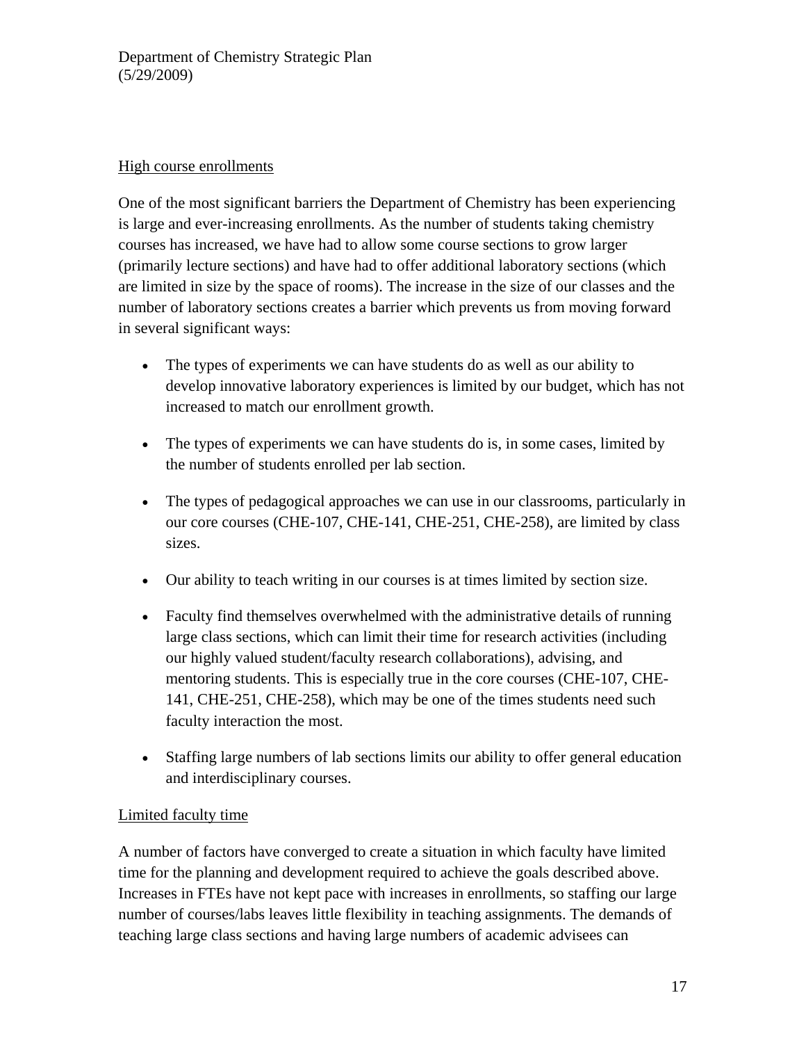High course enrollments

One of the most significant barriers the Department of Chemistry has been experiencing is large and ever-increasing enrollments. As the number of students taking chemistry courses has increased, we have had to allow some course sections to grow larger (primarily lecture sections) and have had to offer additional laboratory sections (which are limited in size by the space of rooms). The increase in the size of our classes and the number of laboratory sections creates a barrier which prevents us from moving forward in several significant ways:

- The types of experiments we can have students do as well as our ability to develop innovative laboratory experiences is limited by our budget, which has not increased to match our enrollment growth.
- The types of experiments we can have students do is, in some cases, limited by the number of students enrolled per lab section.
- The types of pedagogical approaches we can use in our classrooms, particularly in our core courses (CHE-107, CHE-141, CHE-251, CHE-258), are limited by class sizes.
- Our ability to teach writing in our courses is at times limited by section size.
- Faculty find themselves overwhelmed with the administrative details of running large class sections, which can limit their time for research activities (including our highly valued student/faculty research collaborations), advising, and mentoring students. This is especially true in the core courses (CHE-107, CHE-141, CHE-251, CHE-258), which may be one of the times students need such faculty interaction the most.
- Staffing large numbers of lab sections limits our ability to offer general education and interdisciplinary courses.

Limited faculty time

A number of factors have converged to create a situation in which faculty have limited time for the planning and development required to achieve the goals described above. Increases in FTEs have not kept pace with increases in enrollments, so staffing our large number of courses/labs leaves little flexibility in teaching assignments. The demands of teaching large class sections and having large numbers of academic advisees can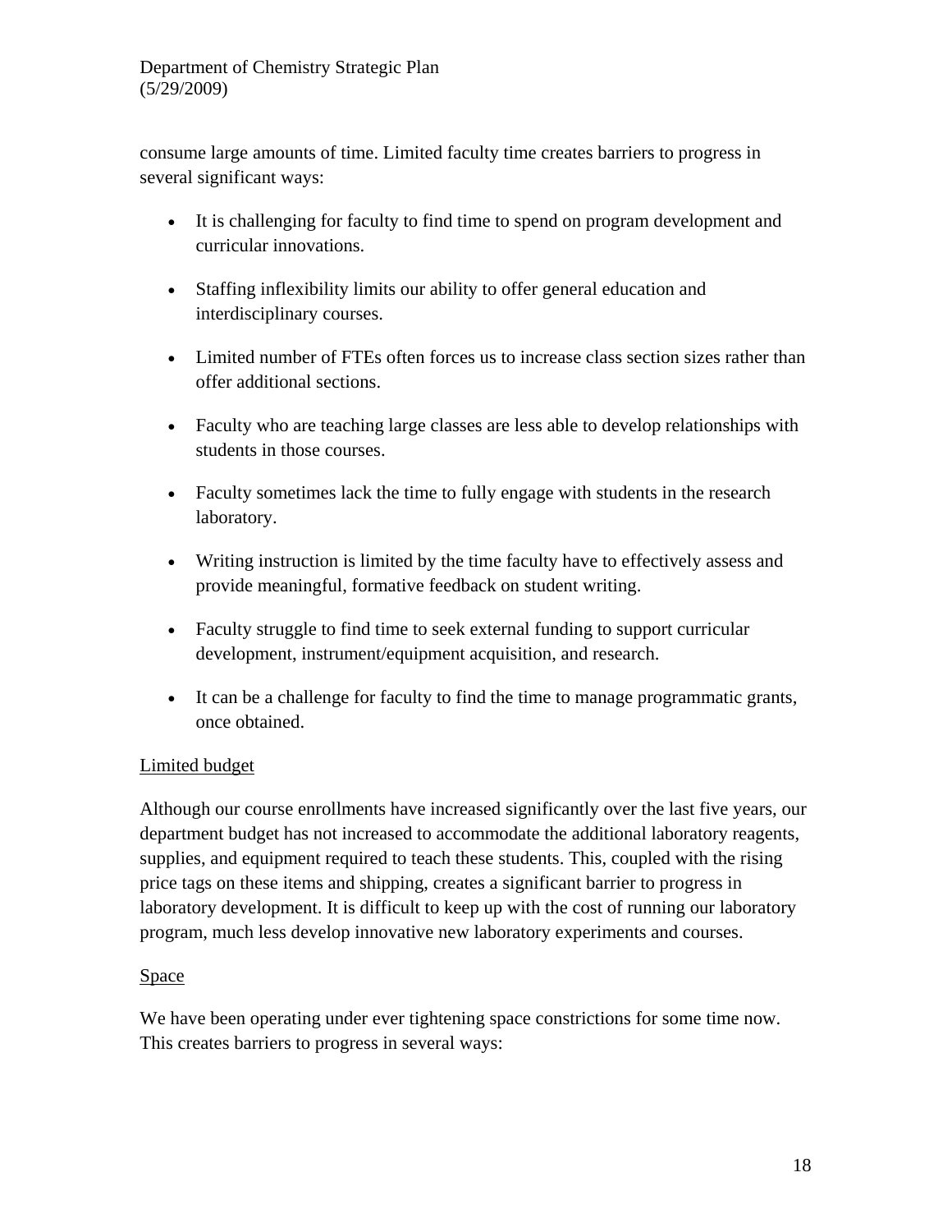consume large amounts of time. Limited faculty time creates barriers to progress in several significant ways:

- It is challenging for faculty to find time to spend on program development and curricular innovations.
- Staffing inflexibility limits our ability to offer general education and interdisciplinary courses.
- Limited number of FTEs often forces us to increase class section sizes rather than offer additional sections.
- Faculty who are teaching large classes are less able to develop relationships with students in those courses.
- Faculty sometimes lack the time to fully engage with students in the research laboratory.
- Writing instruction is limited by the time faculty have to effectively assess and provide meaningful, formative feedback on student writing.
- Faculty struggle to find time to seek external funding to support curricular development, instrument/equipment acquisition, and research.
- It can be a challenge for faculty to find the time to manage programmatic grants, once obtained.

<u>Limited budget</u>

Although our course enrollments have increased significantly over the last five years, our department budget has not increased to accommodate the additional laboratory reagents, supplies, and equipment required to teach these students. This, coupled with the rising price tags on these items and shipping, creates a significant barrier to progress in laboratory development. It is difficult to keep up with the cost of running our laboratory program, much less develop innovative new laboratory experiments and courses.

<u>Space</u>

We have been operating under ever tightening space constrictions for some time now. This creates barriers to progress in several ways: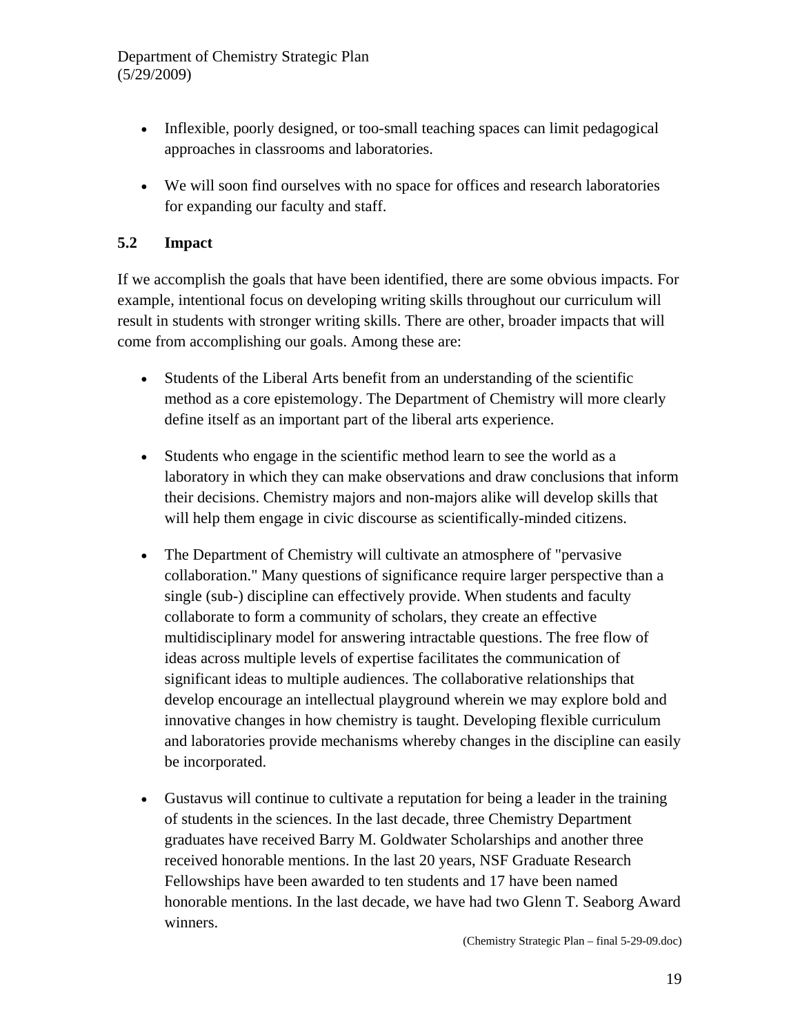- Inflexible, poorly designed, or too-small teaching spaces can limit pedagogical approaches in classrooms and laboratories.

- We will soon find ourselves with no space for offices and research laboratories for expanding our faculty and staff.

### 5.2 Impact

If we accomplish the goals that have been identified, there are some obvious impacts. For example, intentional focus on developing writing skills throughout our curriculum will result in students with stronger writing skills. There are other, broader impacts that will come from accomplishing our goals. Among these are:

- Students of the Liberal Arts benefit from an understanding of the scientific method as a core epistemology. The Department of Chemistry will more clearly define itself as an important part of the liberal arts experience.

- Students who engage in the scientific method learn to see the world as a laboratory in which they can make observations and draw conclusions that inform their decisions. Chemistry majors and non-majors alike will develop skills that will help them engage in civic discourse as scientifically-minded citizens.

- The Department of Chemistry will cultivate an atmosphere of "pervasive collaboration." Many questions of significance require larger perspective than a single (sub-) discipline can effectively provide. When students and faculty collaborate to form a community of scholars, they create an effective multidisciplinary model for answering intractable questions. The free flow of ideas across multiple levels of expertise facilitates the communication of significant ideas to multiple audiences. The collaborative relationships that develop encourage an intellectual playground wherein we may explore bold and innovative changes in how chemistry is taught. Developing flexible curriculum and laboratories provide mechanisms whereby changes in the discipline can easily be incorporated.

- Gustavus will continue to cultivate a reputation for being a leader in the training of students in the sciences. In the last decade, three Chemistry Department graduates have received Barry M. Goldwater Scholarships and another three received honorable mentions. In the last 20 years, NSF Graduate Research Fellowships have been awarded to ten students and 17 have been named honorable mentions. In the last decade, we have had two Glenn T. Seaborg Award winners.